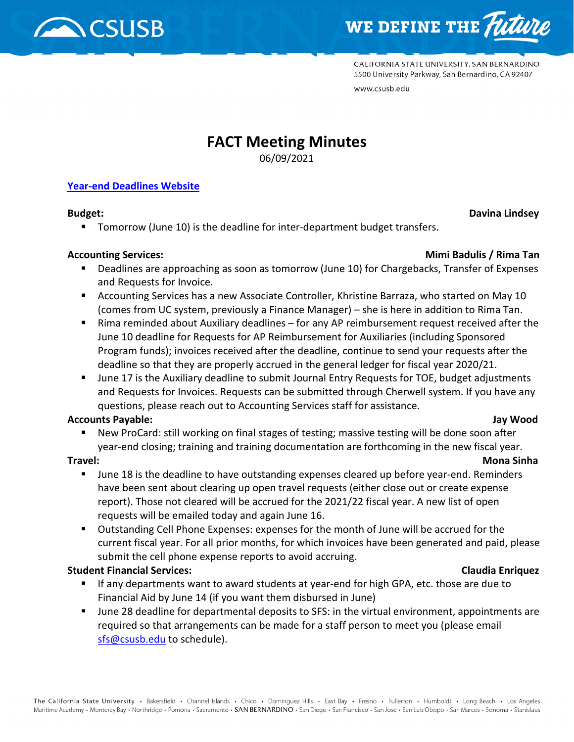CALIFORNIA STATE UNIVERSITY, SAN BERNARDINO
5500 University Parkway, San Bernardino, CA 92407
www.csusb.edu

# FACT Meeting Minutes

06/09/2021

**[Year-end Deadlines Website]()**

**Budget:** **Davina Lindsey**

- Tomorrow (June 10) is the deadline for inter-department budget transfers.

**Accounting Services:** **Mimi Badulis / Rima Tan**

- Deadlines are approaching as soon as tomorrow (June 10) for Chargebacks, Transfer of Expenses and Requests for Invoice.
- Accounting Services has a new Associate Controller, Khristine Barraza, who started on May 10 (comes from UC system, previously a Finance Manager) – she is here in addition to Rima Tan.
- Rima reminded about Auxiliary deadlines – for any AP reimbursement request received after the June 10 deadline for Requests for AP Reimbursement for Auxiliaries (including Sponsored Program funds); invoices received after the deadline, continue to send your requests after the deadline so that they are properly accrued in the general ledger for fiscal year 2020/21.
- June 17 is the Auxiliary deadline to submit Journal Entry Requests for TOE, budget adjustments and Requests for Invoices. Requests can be submitted through Cherwell system. If you have any questions, please reach out to Accounting Services staff for assistance.

**Accounts Payable:** **Jay Wood**

- New ProCard: still working on final stages of testing; massive testing will be done soon after year-end closing; training and training documentation are forthcoming in the new fiscal year.

**Travel:** **Mona Sinha**

- June 18 is the deadline to have outstanding expenses cleared up before year-end. Reminders have been sent about clearing up open travel requests (either close out or create expense report). Those not cleared will be accrued for the 2021/22 fiscal year. A new list of open requests will be emailed today and again June 16.
- Outstanding Cell Phone Expenses: expenses for the month of June will be accrued for the current fiscal year. For all prior months, for which invoices have been generated and paid, please submit the cell phone expense reports to avoid accruing.

**Student Financial Services:** **Claudia Enriquez**

- If any departments want to award students at year-end for high GPA, etc. those are due to Financial Aid by June 14 (if you want them disbursed in June)
- June 28 deadline for departmental deposits to SFS: in the virtual environment, appointments are required so that arrangements can be made for a staff person to meet you (please email sfs@csusb.edu to schedule).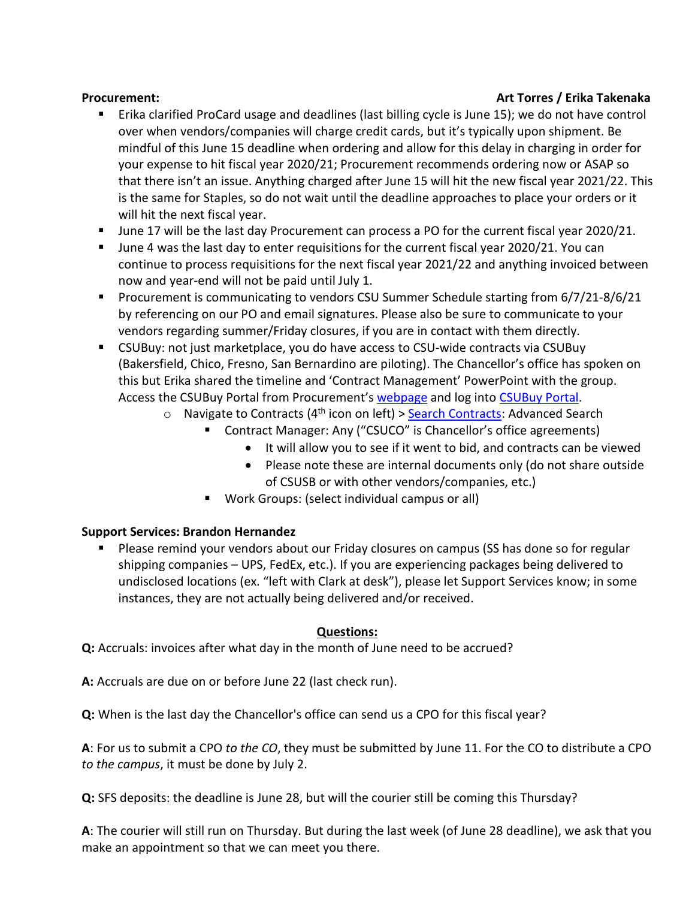**Procurement:** **Art Torres / Erika Takenaka**

- Erika clarified ProCard usage and deadlines (last billing cycle is June 15); we do not have control over when vendors/companies will charge credit cards, but it's typically upon shipment. Be mindful of this June 15 deadline when ordering and allow for this delay in charging in order for your expense to hit fiscal year 2020/21; Procurement recommends ordering now or ASAP so that there isn't an issue. Anything charged after June 15 will hit the new fiscal year 2021/22. This is the same for Staples, so do not wait until the deadline approaches to place your orders or it will hit the next fiscal year.
- June 17 will be the last day Procurement can process a PO for the current fiscal year 2020/21.
- June 4 was the last day to enter requisitions for the current fiscal year 2020/21. You can continue to process requisitions for the next fiscal year 2021/22 and anything invoiced between now and year-end will not be paid until July 1.
- Procurement is communicating to vendors CSU Summer Schedule starting from 6/7/21-8/6/21 by referencing on our PO and email signatures. Please also be sure to communicate to your vendors regarding summer/Friday closures, if you are in contact with them directly.
- CSUBuy: not just marketplace, you do have access to CSU-wide contracts via CSUBuy (Bakersfield, Chico, Fresno, San Bernardino are piloting). The Chancellor's office has spoken on this but Erika shared the timeline and 'Contract Management' PowerPoint with the group. Access the CSUBuy Portal from Procurement's webpage and log into CSUBuy Portal.
  - Navigate to Contracts (4th icon on left) > Search Contracts: Advanced Search
    - Contract Manager: Any ("CSUCO" is Chancellor's office agreements)
      - It will allow you to see if it went to bid, and contracts can be viewed
      - Please note these are internal documents only (do not share outside of CSUSB or with other vendors/companies, etc.)
    - Work Groups: (select individual campus or all)

**Support Services: Brandon Hernandez**

- Please remind your vendors about our Friday closures on campus (SS has done so for regular shipping companies – UPS, FedEx, etc.). If you are experiencing packages being delivered to undisclosed locations (ex. "left with Clark at desk"), please let Support Services know; in some instances, they are not actually being delivered and/or received.

## Questions:

**Q:** Accruals: invoices after what day in the month of June need to be accrued?

**A:** Accruals are due on or before June 22 (last check run).

**Q:** When is the last day the Chancellor's office can send us a CPO for this fiscal year?

**A**: For us to submit a CPO *to the CO*, they must be submitted by June 11. For the CO to distribute a CPO *to the campus*, it must be done by July 2.

**Q:** SFS deposits: the deadline is June 28, but will the courier still be coming this Thursday?

**A**: The courier will still run on Thursday. But during the last week (of June 28 deadline), we ask that you make an appointment so that we can meet you there.